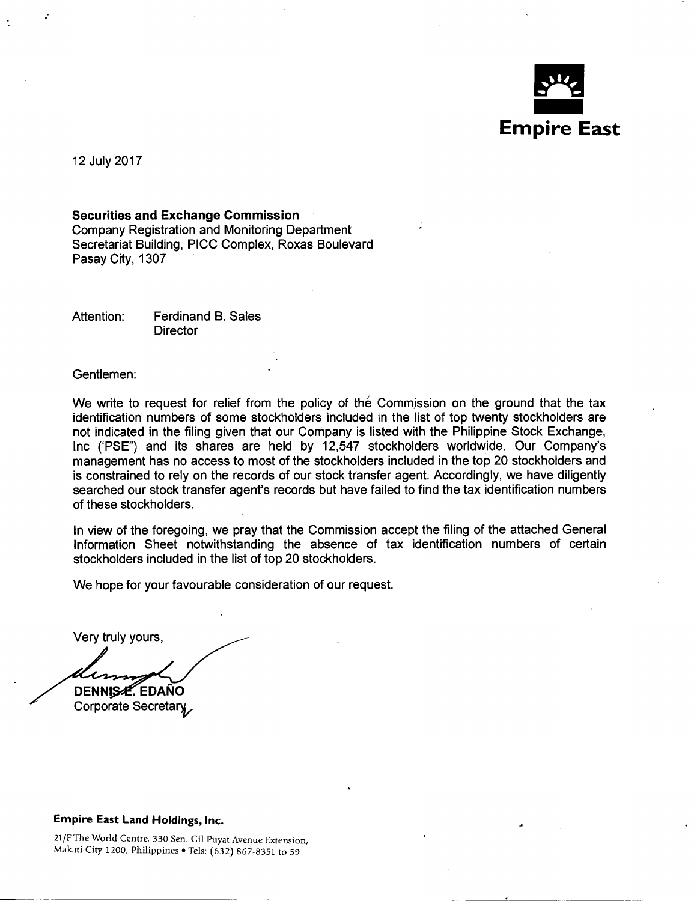**Empire East**

12 July 2017

**Securities and Exchange Commission**
Company Registration and Monitoring Department
Secretariat Building, PICC Complex, Roxas Boulevard
Pasay City, 1307

Attention: Ferdinand B. Sales
Director

Gentlemen:

We write to request for relief from the policy of the Commission on the ground that the tax identification numbers of some stockholders included in the list of top twenty stockholders are not indicated in the filing given that our Company is listed with the Philippine Stock Exchange, Inc ('PSE") and its shares are held by 12,547 stockholders worldwide. Our Company's management has no access to most of the stockholders included in the top 20 stockholders and is constrained to rely on the records of our stock transfer agent. Accordingly, we have diligently searched our stock transfer agent's records but have failed to find the tax identification numbers of these stockholders.

In view of the foregoing, we pray that the Commission accept the filing of the attached General Information Sheet notwithstanding the absence of tax identification numbers of certain stockholders included in the list of top 20 stockholders.

We hope for your favourable consideration of our request.

Very truly yours,

**DENNIS E. EDAÑO**
Corporate Secretary

**Empire East Land Holdings, Inc.**

21/F The World Centre, 330 Sen. Gil Puyat Avenue Extension,
Makati City 1200, Philippines • Tels: (632) 867-8351 to 59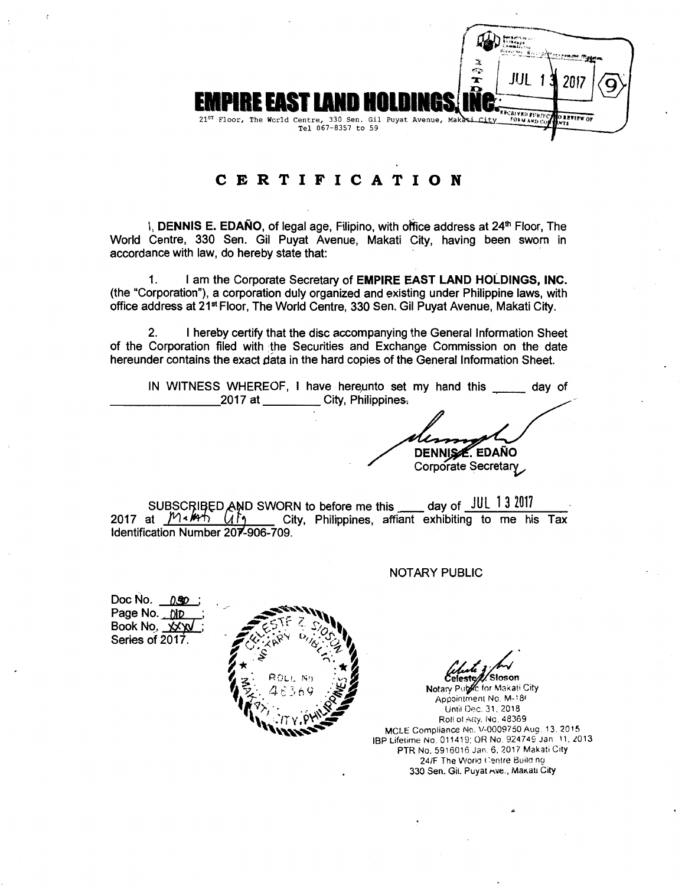**EMPIRE EAST LAND HOLDINGS, INC.**

21ST Floor, The World Centre, 330 Sen. Gil Puyat Avenue, Makati City
Tel 867-8357 to 59

JUL 13 2017

# CERTIFICATION

I, **DENNIS E. EDAÑO**, of legal age, Filipino, with office address at 24th Floor, The World Centre, 330 Sen. Gil Puyat Avenue, Makati City, having been sworn in accordance with law, do hereby state that:

1. I am the Corporate Secretary of **EMPIRE EAST LAND HOLDINGS, INC.** (the "Corporation"), a corporation duly organized and existing under Philippine laws, with office address at 21st Floor, The World Centre, 330 Sen. Gil Puyat Avenue, Makati City.

2. I hereby certify that the disc accompanying the General Information Sheet of the Corporation filed with the Securities and Exchange Commission on the date hereunder contains the exact data in the hard copies of the General Information Sheet.

IN WITNESS WHEREOF, I have hereunto set my hand this _____ day of _______________ 2017 at _________ City, Philippines.

**DENNIS E. EDAÑO**
Corporate Secretary

SUBSCRIBED AND SWORN to before me this ____ day of JUL 13 2017 2017 at Makati City, Philippines, affiant exhibiting to me his Tax Identification Number 207-906-709.

NOTARY PUBLIC

Doc No. 050;
Page No. 010;
Book No. XXXV;
Series of 2017.

Celeste Z. Sioson
Notary Public for Makati City
Appointment No. M-18?
Until Dec. 31, 2018
Roll of Atty. No. 48369
MCLE Compliance No. V-0009750 Aug. 13, 2015
IBP Lifetime No. 011419; OR No. 924749 Jan. 11, 2013
PTR No. 5916016 Jan. 6, 2017 Makati City
24/F The World Centre Building
330 Sen. Gil. Puyat Ave., Makati City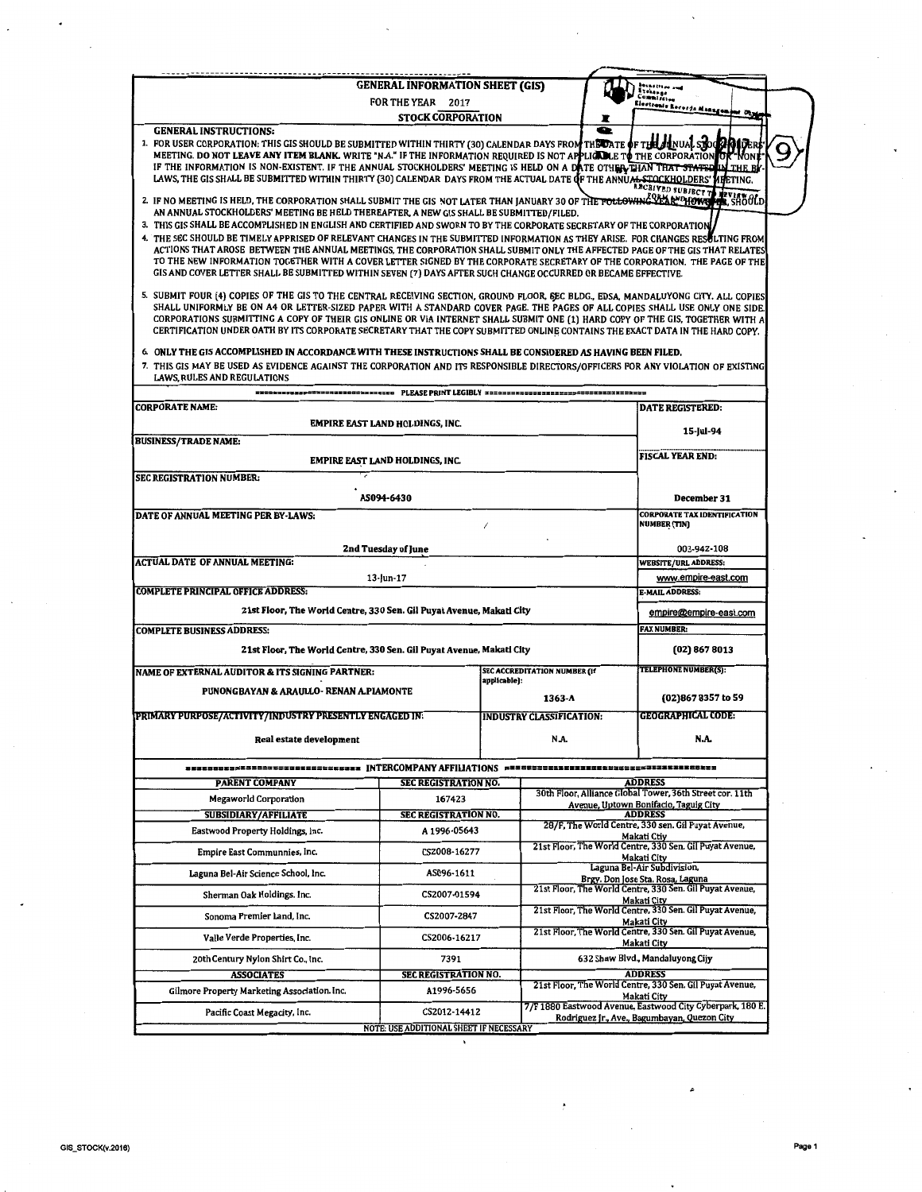# GENERAL INFORMATION SHEET (GIS)

FOR THE YEAR 2017

**STOCK CORPORATION**

**GENERAL INSTRUCTIONS:**

1. FOR USER CORPORATION: THIS GIS SHOULD BE SUBMITTED WITHIN THIRTY (30) CALENDAR DAYS FROM THE DATE OF THE ANNUAL STOCKHOLDERS' MEETING. DO NOT LEAVE ANY ITEM BLANK. WRITE "N.A." IF THE INFORMATION REQUIRED IS NOT APPLICABLE TO THE CORPORATION OR "NONE" IF THE INFORMATION IS NON-EXISTENT. IF THE ANNUAL STOCKHOLDERS' MEETING IS HELD ON A DATE OTHER THAN THAT STATED IN THE BY-LAWS, THE GIS SHALL BE SUBMITTED WITHIN THIRTY (30) CALENDAR DAYS FROM THE ACTUAL DATE OF THE ANNUAL STOCKHOLDERS' MEETING.
2. IF NO MEETING IS HELD, THE CORPORATION SHALL SUBMIT THE GIS NOT LATER THAN JANUARY 30 OF THE FOLLOWING YEAR. HOWEVER, SHOULD AN ANNUAL STOCKHOLDERS' MEETING BE HELD THEREAFTER, A NEW GIS SHALL BE SUBMITTED/FILED.
3. THIS GIS SHALL BE ACCOMPLISHED IN ENGLISH AND CERTIFIED AND SWORN TO BY THE CORPORATE SECRETARY OF THE CORPORATION.
4. THE SEC SHOULD BE TIMELY APPRISED OF RELEVANT CHANGES IN THE SUBMITTED INFORMATION AS THEY ARISE. FOR CHANGES RESULTING FROM ACTIONS THAT AROSE BETWEEN THE ANNUAL MEETINGS, THE CORPORATION SHALL SUBMIT ONLY THE AFFECTED PAGE OF THE GIS THAT RELATES TO THE NEW INFORMATION TOGETHER WITH A COVER LETTER SIGNED BY THE CORPORATE SECRETARY OF THE CORPORATION. THE PAGE OF THE GIS AND COVER LETTER SHALL BE SUBMITTED WITHIN SEVEN (7) DAYS AFTER SUCH CHANGE OCCURRED OR BECAME EFFECTIVE.
5. SUBMIT FOUR (4) COPIES OF THE GIS TO THE CENTRAL RECEIVING SECTION, GROUND FLOOR, SEC BLDG., EDSA, MANDALUYONG CITY. ALL COPIES SHALL UNIFORMLY BE ON A4 OR LETTER-SIZED PAPER WITH A STANDARD COVER PAGE. THE PAGES OF ALL COPIES SHALL USE ONLY ONE SIDE. CORPORATIONS SUBMITTING A COPY OF THEIR GIS ONLINE OR VIA INTERNET SHALL SUBMIT ONE (1) HARD COPY OF THE GIS, TOGETHER WITH A CERTIFICATION UNDER OATH BY ITS CORPORATE SECRETARY THAT THE COPY SUBMITTED ONLINE CONTAINS THE EXACT DATA IN THE HARD COPY.
6. **ONLY THE GIS ACCOMPLISHED IN ACCORDANCE WITH THESE INSTRUCTIONS SHALL BE CONSIDERED AS HAVING BEEN FILED.**
7. THIS GIS MAY BE USED AS EVIDENCE AGAINST THE CORPORATION AND ITS RESPONSIBLE DIRECTORS/OFFICERS FOR ANY VIOLATION OF EXISTING LAWS, RULES AND REGULATIONS

PLEASE PRINT LEGIBLY

| | | |
|---|---|---|
| **CORPORATE NAME:** EMPIRE EAST LAND HOLDINGS, INC. | | **DATE REGISTERED:** 15-Jul-94 |
| **BUSINESS/TRADE NAME:** EMPIRE EAST LAND HOLDINGS, INC. | | **FISCAL YEAR END:** December 31 |
| **SEC REGISTRATION NUMBER:** AS094-6430 | | |
| **DATE OF ANNUAL MEETING PER BY-LAWS:** 2nd Tuesday of June | | **CORPORATE TAX IDENTIFICATION NUMBER (TIN)** 003-942-108 |
| **ACTUAL DATE OF ANNUAL MEETING:** 13-Jun-17 | | **WEBSITE/URL ADDRESS:** www.empire-east.com |
| **COMPLETE PRINCIPAL OFFICE ADDRESS:** 21st Floor, The World Centre, 330 Sen. Gil Puyat Avenue, Makati City | | **E-MAIL ADDRESS:** empire@empire-east.com |
| **COMPLETE BUSINESS ADDRESS:** 21st Floor, The World Centre, 330 Sen. Gil Puyat Avenue, Makati City | | **FAX NUMBER:** (02) 867 8013 |
| **NAME OF EXTERNAL AUDITOR & ITS SIGNING PARTNER:** PUNONGBAYAN & ARAULLO- RENAN A.PIAMONTE | **SEC ACCREDITATION NUMBER (if applicable):** 1363-A | **TELEPHONE NUMBER(S):** (02)867 8357 to 59 |
| **PRIMARY PURPOSE/ACTIVITY/INDUSTRY PRESENTLY ENGAGED IN:** Real estate development | **INDUSTRY CLASSIFICATION:** N.A. | **GEOGRAPHICAL CODE:** N.A. |

## INTERCOMPANY AFFILIATIONS

| PARENT COMPANY | SEC REGISTRATION NO. | ADDRESS |
|---|---|---|
| Megaworld Corporation | 167423 | 30th Floor, Alliance Global Tower, 36th Street cor. 11th Avenue, Uptown Bonifacio, Taguig City |
| **SUBSIDIARY/AFFILIATE** | **SEC REGISTRATION NO.** | **ADDRESS** |
| Eastwood Property Holdings, Inc. | A 1996-05643 | 28/F, The World Centre, 330 sen. Gil Puyat Avenue, Makati Ctiy |
| Empire East Communnies, Inc. | CS2008-16277 | 21st Floor, The World Centre, 330 Sen. Gil Puyat Avenue, Makati City |
| Laguna Bel-Air Science School, Inc. | AS096-1611 | Laguna Bel-Air Subdivision, Brgy. Don Jose Sta. Rosa, Laguna |
| Sherman Oak Holdings. Inc. | CS2007-01594 | 21st Floor, The World Centre, 330 Sen. Gil Puyat Avenue, Makati City |
| Sonoma Premier Land, Inc. | CS2007-2847 | 21st Floor, The World Centre, 330 Sen. Gil Puyat Avenue, Makati City |
| Valle Verde Properties, Inc. | CS2006-16217 | 21st Floor, The World Centre, 330 Sen. Gil Puyat Avenue, Makati City |
| 20th Century Nylon Shirt Co., Inc. | 7391 | 632 Shaw Blvd., Mandaluyong Cijy |
| **ASSOCIATES** | **SEC REGISTRATION NO.** | **ADDRESS** |
| Gilmore Property Marketing Association. Inc. | A1996-5656 | 21st Floor, The World Centre, 330 Sen. Gil Puyat Avenue, Makati City |
| Pacific Coast Megacity, Inc. | CS2012-14412 | 7/F 1880 Eastwood Avenue, Eastwood City Cyberpark, 180 E. Rodriguez Jr., Ave., Bagumbayan, Quezon City |

NOTE: USE ADDITIONAL SHEET IF NECESSARY

GIS_STOCK(v.2016)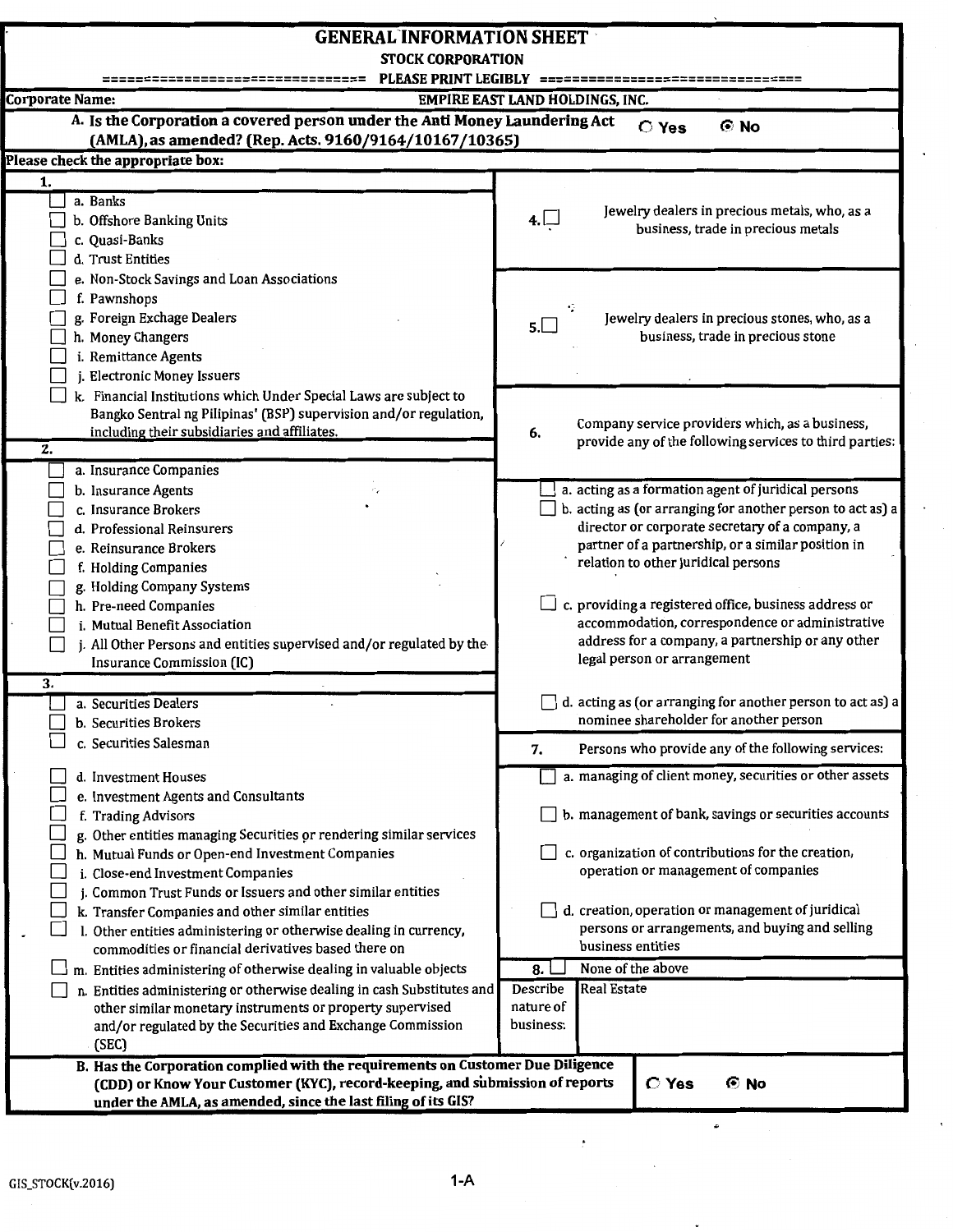# GENERAL INFORMATION SHEET

## STOCK CORPORATION

=============================== PLEASE PRINT LEGIBLY ===============================

**Corporate Name:** EMPIRE EAST LAND HOLDINGS, INC.

**A. Is the Corporation a covered person under the Anti Money Laundering Act (AMLA), as amended? (Rep. Acts. 9160/9164/10167/10365)** ○ Yes ◉ No

**Please check the appropriate box:**

**1.**

- ☐ a. Banks
- ☐ b. Offshore Banking Units
- ☐ c. Quasi-Banks
- ☐ d. Trust Entities
- ☐ e. Non-Stock Savings and Loan Associations
- ☐ f. Pawnshops
- ☐ g. Foreign Exchage Dealers
- ☐ h. Money Changers
- ☐ i. Remittance Agents
- ☐ j. Electronic Money Issuers
- ☐ k. Financial Institutions which Under Special Laws are subject to Bangko Sentral ng Pilipinas' (BSP) supervision and/or regulation, including their subsidiaries and affiliates.

**2.**

- ☐ a. Insurance Companies
- ☐ b. Insurance Agents
- ☐ c. Insurance Brokers
- ☐ d. Professional Reinsurers
- ☐ e. Reinsurance Brokers
- ☐ f. Holding Companies
- ☐ g. Holding Company Systems
- ☐ h. Pre-need Companies
- ☐ i. Mutual Benefit Association
- ☐ j. All Other Persons and entities supervised and/or regulated by the Insurance Commission (IC)

**3.**

- ☐ a. Securities Dealers
- ☐ b. Securities Brokers
- ☐ c. Securities Salesman
- ☐ d. Investment Houses
- ☐ e. Investment Agents and Consultants
- ☐ f. Trading Advisors
- ☐ g. Other entities managing Securities or rendering similar services
- ☐ h. Mutual Funds or Open-end Investment Companies
- ☐ i. Close-end Investment Companies
- ☐ j. Common Trust Funds or Issuers and other similar entities
- ☐ k. Transfer Companies and other similar entities
- ☐ l. Other entities administering or otherwise dealing in currency, commodities or financial derivatives based there on
- ☐ m. Entities administering of otherwise dealing in valuable objects
- ☐ n. Entities administering or otherwise dealing in cash Substitutes and other similar monetary instruments or property supervised and/or regulated by the Securities and Exchange Commission (SEC)

**4.** ☐ Jewelry dealers in precious metals, who, as a business, trade in precious metals

**5.** ☐ Jewelry dealers in precious stones, who, as a business, trade in precious stone

**6.** Company service providers which, as a business, provide any of the following services to third parties:

- ☐ a. acting as a formation agent of juridical persons
- ☐ b. acting as (or arranging for another person to act as) a director or corporate secretary of a company, a partner of a partnership, or a similar position in relation to other juridical persons
- ☐ c. providing a registered office, business address or accommodation, correspondence or administrative address for a company, a partnership or any other legal person or arrangement
- ☐ d. acting as (or arranging for another person to act as) a nominee shareholder for another person

**7.** Persons who provide any of the following services:

- ☐ a. managing of client money, securities or other assets
- ☐ b. management of bank, savings or securities accounts
- ☐ c. organization of contributions for the creation, operation or management of companies
- ☐ d. creation, operation or management of juridical persons or arrangements, and buying and selling business entities

**8.** ☐ None of the above

**Describe nature of business:** Real Estate

**B. Has the Corporation complied with the requirements on Customer Due Diligence (CDD) or Know Your Customer (KYC), record-keeping, and submission of reports under the AMLA, as amended, since the last filing of its GIS?** ○ Yes ◉ No

GIS_STOCK(v.2016)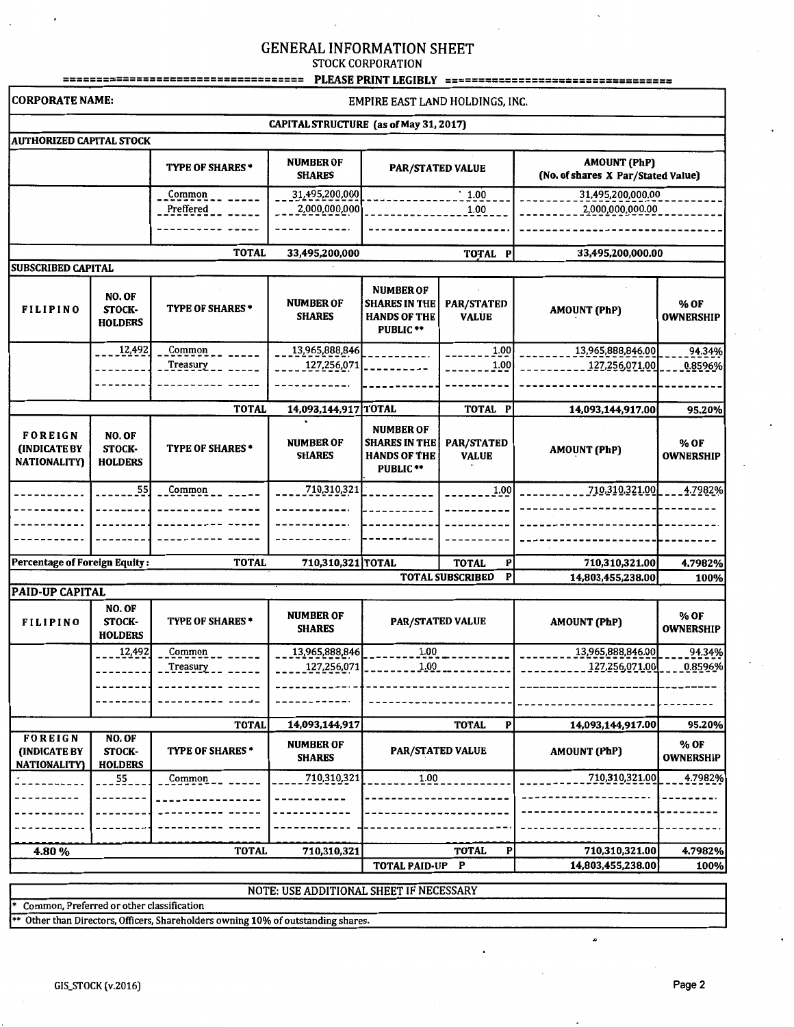# GENERAL INFORMATION SHEET

STOCK CORPORATION

PLEASE PRINT LEGIBLY

| CORPORATE NAME: | EMPIRE EAST LAND HOLDINGS, INC. |
|---|---|

**CAPITAL STRUCTURE (as of May 31, 2017)**

**AUTHORIZED CAPITAL STOCK**

| | TYPE OF SHARES * | NUMBER OF SHARES | PAR/STATED VALUE | AMOUNT (PhP) (No. of shares X Par/Stated Value) |
|---|---|---|---|---|
| | Common | 31,495,200,000 | 1.00 | 31,495,200,000.00 |
| | Preffered | 2,000,000,000 | 1.00 | 2,000,000,000.00 |
| | | | | |
| | TOTAL | 33,495,200,000 | TOTAL P | 33,495,200,000.00 |

**SUBSCRIBED CAPITAL**

| FILIPINO | NO. OF STOCK-HOLDERS | TYPE OF SHARES * | NUMBER OF SHARES | NUMBER OF SHARES IN THE HANDS OF THE PUBLIC ** | PAR/STATED VALUE | AMOUNT (PhP) | % OF OWNERSHIP |
|---|---|---|---|---|---|---|---|
| | 12,492 | Common | 13,965,888,846 | | 1.00 | 13,965,888,846.00 | 94.34% |
| | | Treasury | 127,256,071 | | 1.00 | 127,256,071.00 | 0.8596% |
| | | | | | | | |
| | | TOTAL | 14,093,144,917 | TOTAL | TOTAL P | 14,093,144,917.00 | 95.20% |

| FOREIGN (INDICATE BY NATIONALITY) | NO. OF STOCK-HOLDERS | TYPE OF SHARES * | NUMBER OF SHARES | NUMBER OF SHARES IN THE HANDS OF THE PUBLIC ** | PAR/STATED VALUE | AMOUNT (PhP) | % OF OWNERSHIP |
|---|---|---|---|---|---|---|---|
| | 55 | Common | 710,310,321 | | 1.00 | 710,310,321.00 | 4.7982% |
| | | | | | | | |
| | | | | | | | |
| Percentage of Foreign Equity : | | TOTAL | 710,310,321 | TOTAL | TOTAL P | 710,310,321.00 | 4.7982% |
| | | | | | TOTAL SUBSCRIBED P | 14,803,455,238.00 | 100% |

**PAID-UP CAPITAL**

| FILIPINO | NO. OF STOCK-HOLDERS | TYPE OF SHARES * | NUMBER OF SHARES | PAR/STATED VALUE | AMOUNT (PhP) | % OF OWNERSHIP |
|---|---|---|---|---|---|---|
| | 12,492 | Common | 13,965,888,846 | 1.00 | 13,965,888,846.00 | 94.34% |
| | | Treasury | 127,256,071 | 1.00 | 127,256,071.00 | 0.8596% |
| | | | | | | |
| | | TOTAL | 14,093,144,917 | TOTAL P | 14,093,144,917.00 | 95.20% |

| FOREIGN (INDICATE BY NATIONALITY) | NO. OF STOCK-HOLDERS | TYPE OF SHARES * | NUMBER OF SHARES | PAR/STATED VALUE | AMOUNT (PhP) | % OF OWNERSHIP |
|---|---|---|---|---|---|---|
| | 55 | Common | 710,310,321 | 1.00 | 710,310,321.00 | 4.7982% |
| | | | | | | |
| | | | | | | |
| 4.80 % | | TOTAL | 710,310,321 | TOTAL P | 710,310,321.00 | 4.7982% |
| | | | | TOTAL PAID-UP P | 14,803,455,238.00 | 100% |

NOTE: USE ADDITIONAL SHEET IF NECESSARY

\* Common, Preferred or other classification

\*\* Other than Directors, Officers, Shareholders owning 10% of outstanding shares.

GIS_STOCK (v.2016)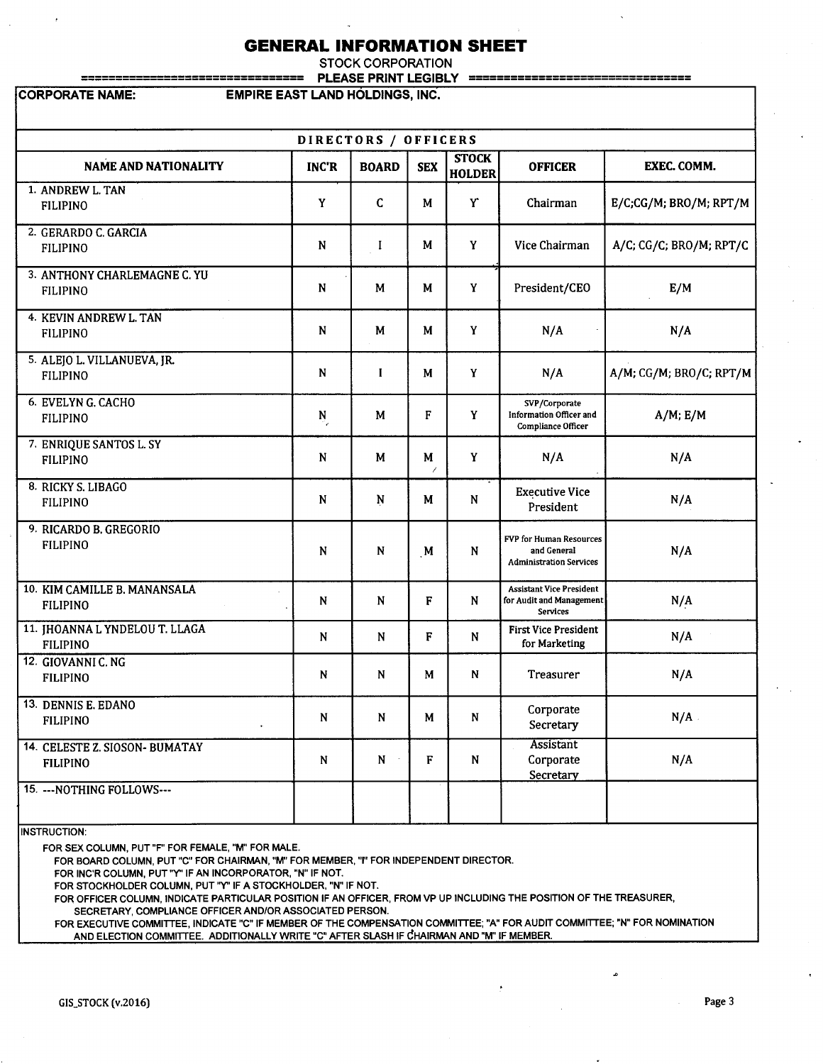# GENERAL INFORMATION SHEET

STOCK CORPORATION

=============================== PLEASE PRINT LEGIBLY ===============================

**CORPORATE NAME:** EMPIRE EAST LAND HOLDINGS, INC.

| DIRECTORS / OFFICERS | | | | | | |
|---|---|---|---|---|---|---|
| **NAME AND NATIONALITY** | **INC'R** | **BOARD** | **SEX** | **STOCK HOLDER** | **OFFICER** | **EXEC. COMM.** |
| 1. ANDREW L. TAN<br>FILIPINO | Y | C | M | Y | Chairman | E/C;CG/M; BRO/M; RPT/M |
| 2. GERARDO C. GARCIA<br>FILIPINO | N | I | M | Y | Vice Chairman | A/C; CG/C; BRO/M; RPT/C |
| 3. ANTHONY CHARLEMAGNE C. YU<br>FILIPINO | N | M | M | Y | President/CEO | E/M |
| 4. KEVIN ANDREW L. TAN<br>FILIPINO | N | M | M | Y | N/A | N/A |
| 5. ALEJO L. VILLANUEVA, JR.<br>FILIPINO | N | I | M | Y | N/A | A/M; CG/M; BRO/C; RPT/M |
| 6. EVELYN G. CACHO<br>FILIPINO | N | M | F | Y | SVP/Corporate Information Officer and Compliance Officer | A/M; E/M |
| 7. ENRIQUE SANTOS L. SY<br>FILIPINO | N | M | M | Y | N/A | N/A |
| 8. RICKY S. LIBAGO<br>FILIPINO | N | N | M | N | Executive Vice President | N/A |
| 9. RICARDO B. GREGORIO<br>FILIPINO | N | N | M | N | FVP for Human Resources and General Administration Services | N/A |
| 10. KIM CAMILLE B. MANANSALA<br>FILIPINO | N | N | F | N | Assistant Vice President for Audit and Management Services | N/A |
| 11. JHOANNA L YNDELOU T. LLAGA<br>FILIPINO | N | N | F | N | First Vice President for Marketing | N/A |
| 12. GIOVANNI C. NG<br>FILIPINO | N | N | M | N | Treasurer | N/A |
| 13. DENNIS E. EDANO<br>FILIPINO | N | N | M | N | Corporate Secretary | N/A |
| 14. CELESTE Z. SIOSON- BUMATAY<br>FILIPINO | N | N | F | N | Assistant Corporate Secretary | N/A |
| 15. ---NOTHING FOLLOWS--- | | | | | | |

INSTRUCTION:

FOR SEX COLUMN, PUT "F" FOR FEMALE, "M" FOR MALE.

FOR BOARD COLUMN, PUT "C" FOR CHAIRMAN, "M" FOR MEMBER, "I" FOR INDEPENDENT DIRECTOR.

FOR INC'R COLUMN, PUT "Y" IF AN INCORPORATOR, "N" IF NOT.

FOR STOCKHOLDER COLUMN, PUT "Y" IF A STOCKHOLDER, "N" IF NOT.

FOR OFFICER COLUMN, INDICATE PARTICULAR POSITION IF AN OFFICER, FROM VP UP INCLUDING THE POSITION OF THE TREASURER, SECRETARY, COMPLIANCE OFFICER AND/OR ASSOCIATED PERSON.

FOR EXECUTIVE COMMITTEE, INDICATE "C" IF MEMBER OF THE COMPENSATION COMMITTEE; "A" FOR AUDIT COMMITTEE; "N" FOR NOMINATION AND ELECTION COMMITTEE. ADDITIONALLY WRITE "C" AFTER SLASH IF CHAIRMAN AND "M" IF MEMBER.

GIS_STOCK (v.2016)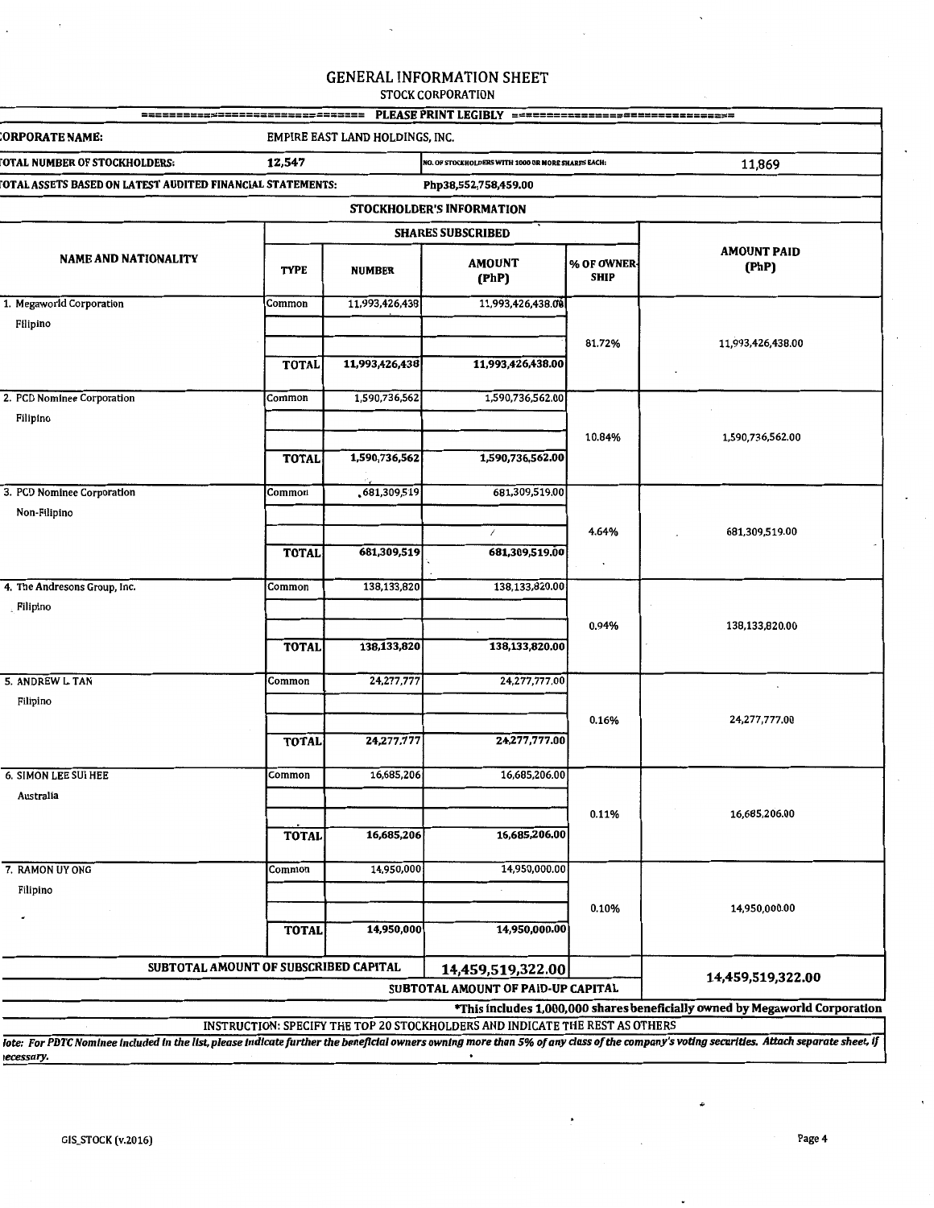# GENERAL INFORMATION SHEET

STOCK CORPORATION

PLEASE PRINT LEGIBLY

| | | | |
|---|---|---|---|
| CORPORATE NAME: | EMPIRE EAST LAND HOLDINGS, INC. | | |
| TOTAL NUMBER OF STOCKHOLDERS: | 12,547 | NO. OF STOCKHOLDERS WITH 1000 OR MORE SHARES EACH: | 11,869 |
| TOTAL ASSETS BASED ON LATEST AUDITED FINANCIAL STATEMENTS: | Php38,552,758,459.00 | | |

## STOCKHOLDER'S INFORMATION

| NAME AND NATIONALITY | SHARES SUBSCRIBED | | | | AMOUNT PAID (PhP) |
|---|---|---|---|---|---|
| | TYPE | NUMBER | AMOUNT (PhP) | % OF OWNER-SHIP | |
| 1. Megaworld Corporation Filipino | Common | 11,993,426,438 | 11,993,426,438.00 | 81.72% | 11,993,426,438.00 |
| | TOTAL | 11,993,426,438 | 11,993,426,438.00 | | |
| 2. PCD Nominee Corporation Filipino | Common | 1,590,736,562 | 1,590,736,562.00 | 10.84% | 1,590,736,562.00 |
| | TOTAL | 1,590,736,562 | 1,590,736,562.00 | | |
| 3. PCD Nominee Corporation Non-Filipino | Common | 681,309,519 | 681,309,519.00 | 4.64% | 681,309,519.00 |
| | TOTAL | 681,309,519 | 681,309,519.00 | | |
| 4. The Andresons Group, Inc. Filipino | Common | 138,133,820 | 138,133,820.00 | 0.94% | 138,133,820.00 |
| | TOTAL | 138,133,820 | 138,133,820.00 | | |
| 5. ANDREW L. TAN Filipino | Common | 24,277,777 | 24,277,777.00 | 0.16% | 24,277,777.00 |
| | TOTAL | 24,277,777 | 24,277,777.00 | | |
| 6. SIMON LEE SUI HEE Australia | Common | 16,685,206 | 16,685,206.00 | 0.11% | 16,685,206.00 |
| | TOTAL | 16,685,206 | 16,685,206.00 | | |
| 7. RAMON UY ONG Filipino | Common | 14,950,000 | 14,950,000.00 | 0.10% | 14,950,000.00 |
| | TOTAL | 14,950,000 | 14,950,000.00 | | |
| SUBTOTAL AMOUNT OF SUBSCRIBED CAPITAL | | | 14,459,519,322.00 | | 14,459,519,322.00 |
| | | | SUBTOTAL AMOUNT OF PAID-UP CAPITAL | | |

*This includes 1,000,000 shares beneficially owned by Megaworld Corporation

INSTRUCTION: SPECIFY THE TOP 20 STOCKHOLDERS AND INDICATE THE REST AS OTHERS

*Note: For PDTC Nominee included in the list, please indicate further the beneficial owners owning more than 5% of any class of the company's voting securities. Attach separate sheet, if necessary.*

GIS_STOCK (v.2016)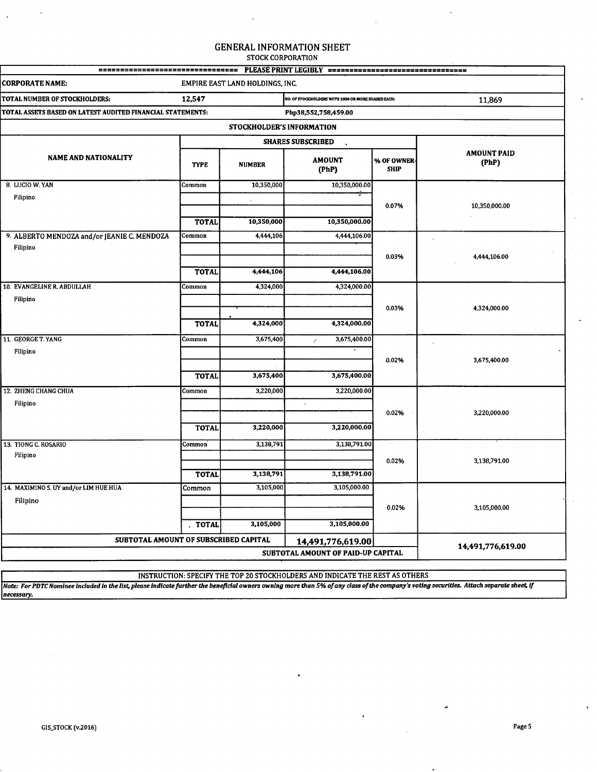# GENERAL INFORMATION SHEET

STOCK CORPORATION

=============================== PLEASE PRINT LEGIBLY ===============================

| CORPORATE NAME: | EMPIRE EAST LAND HOLDINGS, INC. | | |
|---|---|---|---|
| TOTAL NUMBER OF STOCKHOLDERS: | 12,547 | NO. OF STOCKHOLDERS WITH 1000 OR MORE SHARES EACH: | 11,869 |
| TOTAL ASSETS BASED ON LATEST AUDITED FINANCIAL STATEMENTS: | | Php38,552,758,459.00 | |

## STOCKHOLDER'S INFORMATION

| NAME AND NATIONALITY | SHARES SUBSCRIBED | | | | AMOUNT PAID (PhP) |
|---|---|---|---|---|---|
| | TYPE | NUMBER | AMOUNT (PhP) | % OF OWNER-SHIP | |
| 8. LUCIO W. YAN<br>Filipino | Common | 10,350,000 | 10,350,000.00 | 0.07% | 10,350,000.00 |
| | TOTAL | 10,350,000 | 10,350,000.00 | | |
| 9. ALBERTO MENDOZA and/or JEANIE C. MENDOZA<br>Filipino | Common | 4,444,106 | 4,444,106.00 | 0.03% | 4,444,106.00 |
| | TOTAL | 4,444,106 | 4,444,106.00 | | |
| 10. EVANGELINE R. ABDULLAH<br>Filipino | Common | 4,324,000 | 4,324,000.00 | 0.03% | 4,324,000.00 |
| | TOTAL | 4,324,000 | 4,324,000.00 | | |
| 11. GEORGE T. YANG<br>Filipino | Common | 3,675,400 | 3,675,400.00 | 0.02% | 3,675,400.00 |
| | TOTAL | 3,675,400 | 3,675,400.00 | | |
| 12. ZHENG CHANG CHUA<br>Filipino | Common | 3,220,000 | 3,220,000.00 | 0.02% | 3,220,000.00 |
| | TOTAL | 3,220,000 | 3,220,000.00 | | |
| 13. TIONG C. ROSARIO<br>Filipino | Common | 3,138,791 | 3,138,791.00 | 0.02% | 3,138,791.00 |
| | TOTAL | 3,138,791 | 3,138,791.00 | | |
| 14. MAXIMINO S. UY and/or LIM HUE HUA<br>Filipino | Common | 3,105,000 | 3,105,000.00 | 0.02% | 3,105,000.00 |
| | TOTAL | 3,105,000 | 3,105,000.00 | | |
| SUBTOTAL AMOUNT OF SUBSCRIBED CAPITAL | | | 14,491,776,619.00 | | 14,491,776,619.00 |
| | | | SUBTOTAL AMOUNT OF PAID-UP CAPITAL | | |

INSTRUCTION: SPECIFY THE TOP 20 STOCKHOLDERS AND INDICATE THE REST AS OTHERS

*Note: For PDTC Nominee included in the list, please indicate further the beneficial owners owning more than 5% of any class of the company's voting securities. Attach separate sheet, if necessary.*

GIS_STOCK (v.2016)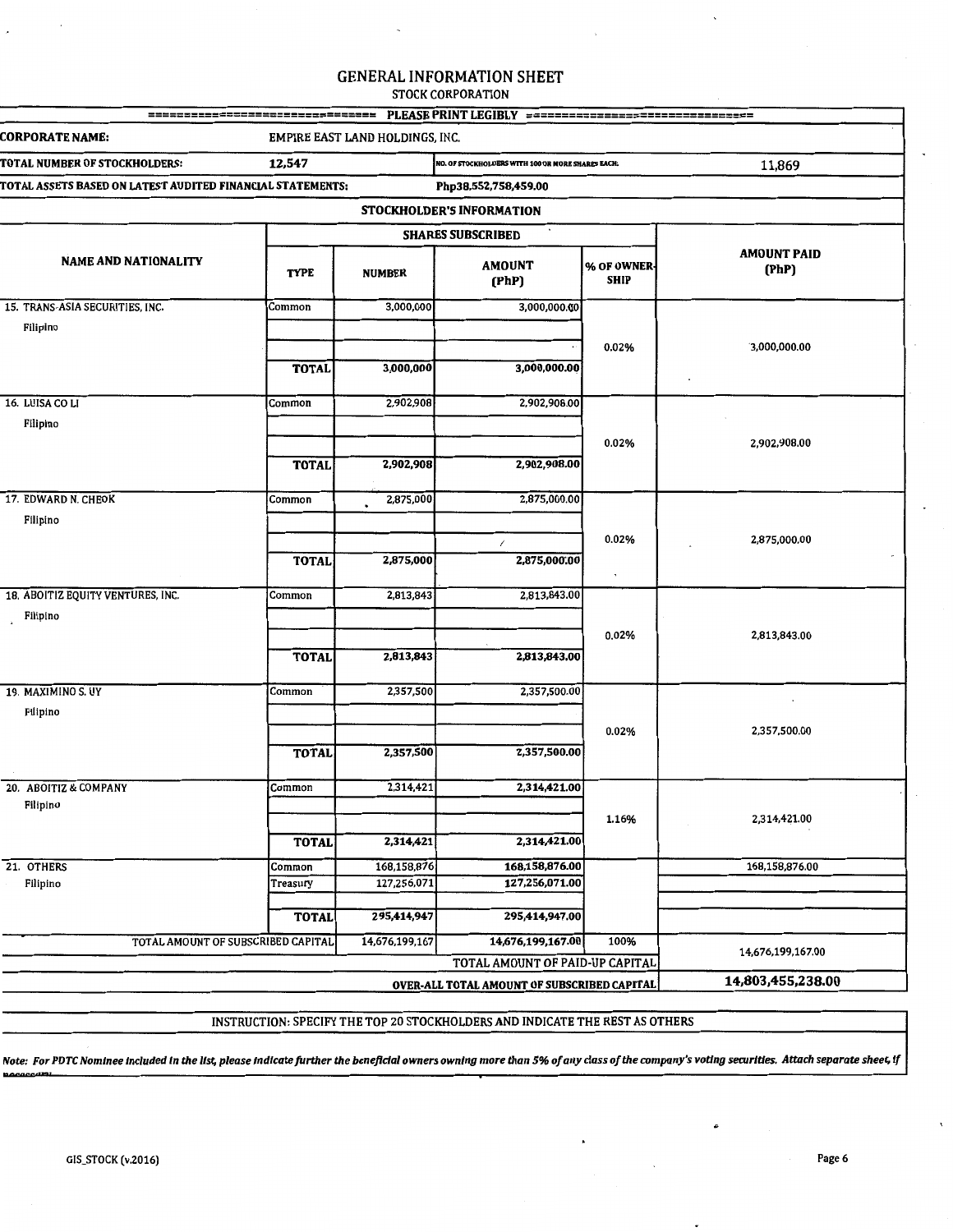# GENERAL INFORMATION SHEET

STOCK CORPORATION

================================ PLEASE PRINT LEGIBLY ================================

| | | | |
|---|---|---|---|
| **CORPORATE NAME:** | EMPIRE EAST LAND HOLDINGS, INC. | | |
| **TOTAL NUMBER OF STOCKHOLDERS:** | 12,547 | NO. OF STOCKHOLDERS WITH 100 OR MORE SHARES EACH: | 11,869 |
| **TOTAL ASSETS BASED ON LATEST AUDITED FINANCIAL STATEMENTS:** | Php38,552,758,459.00 | | |

## STOCKHOLDER'S INFORMATION

| NAME AND NATIONALITY | SHARES SUBSCRIBED | | | | AMOUNT PAID (PhP) |
|---|---|---|---|---|---|
| | TYPE | NUMBER | AMOUNT (PhP) | % OF OWNER-SHIP | |
| 15. TRANS-ASIA SECURITIES, INC. Filipino | Common | 3,000,000 | 3,000,000.00 | 0.02% | 3,000,000.00 |
| | **TOTAL** | **3,000,000** | **3,000,000.00** | | |
| 16. LUISA CO LI Filipino | Common | 2,902,908 | 2,902,908.00 | 0.02% | 2,902,908.00 |
| | **TOTAL** | **2,902,908** | **2,902,908.00** | | |
| 17. EDWARD N. CHEOK Filipino | Common | 2,875,000 | 2,875,000.00 | 0.02% | 2,875,000.00 |
| | **TOTAL** | **2,875,000** | **2,875,000.00** | | |
| 18. ABOITIZ EQUITY VENTURES, INC. Filipino | Common | 2,813,843 | 2,813,843.00 | 0.02% | 2,813,843.00 |
| | **TOTAL** | **2,813,843** | **2,813,843.00** | | |
| 19. MAXIMINO S. UY Filipino | Common | 2,357,500 | 2,357,500.00 | 0.02% | 2,357,500.00 |
| | **TOTAL** | **2,357,500** | **2,357,500.00** | | |
| 20. ABOITIZ & COMPANY Filipino | Common | 2,314,421 | 2,314,421.00 | 1.16% | 2,314,421.00 |
| | **TOTAL** | **2,314,421** | **2,314,421.00** | | |
| 21. OTHERS Filipino | Common | 168,158,876 | 168,158,876.00 | | 168,158,876.00 |
| | Treasury | 127,256,071 | 127,256,071.00 | | |
| | **TOTAL** | **295,414,947** | **295,414,947.00** | | |
| TOTAL AMOUNT OF SUBSCRIBED CAPITAL | | 14,676,199,167 | 14,676,199,167.00 | 100% | 14,676,199,167.00 |
| | | | TOTAL AMOUNT OF PAID-UP CAPITAL | | |
| | | | **OVER-ALL TOTAL AMOUNT OF SUBSCRIBED CAPITAL** | | **14,803,455,238.00** |

INSTRUCTION: SPECIFY THE TOP 20 STOCKHOLDERS AND INDICATE THE REST AS OTHERS

*Note: For PDTC Nominee included in the list, please indicate further the beneficial owners owning more than 5% of any class of the company's voting securities. Attach separate sheet, if necessary.*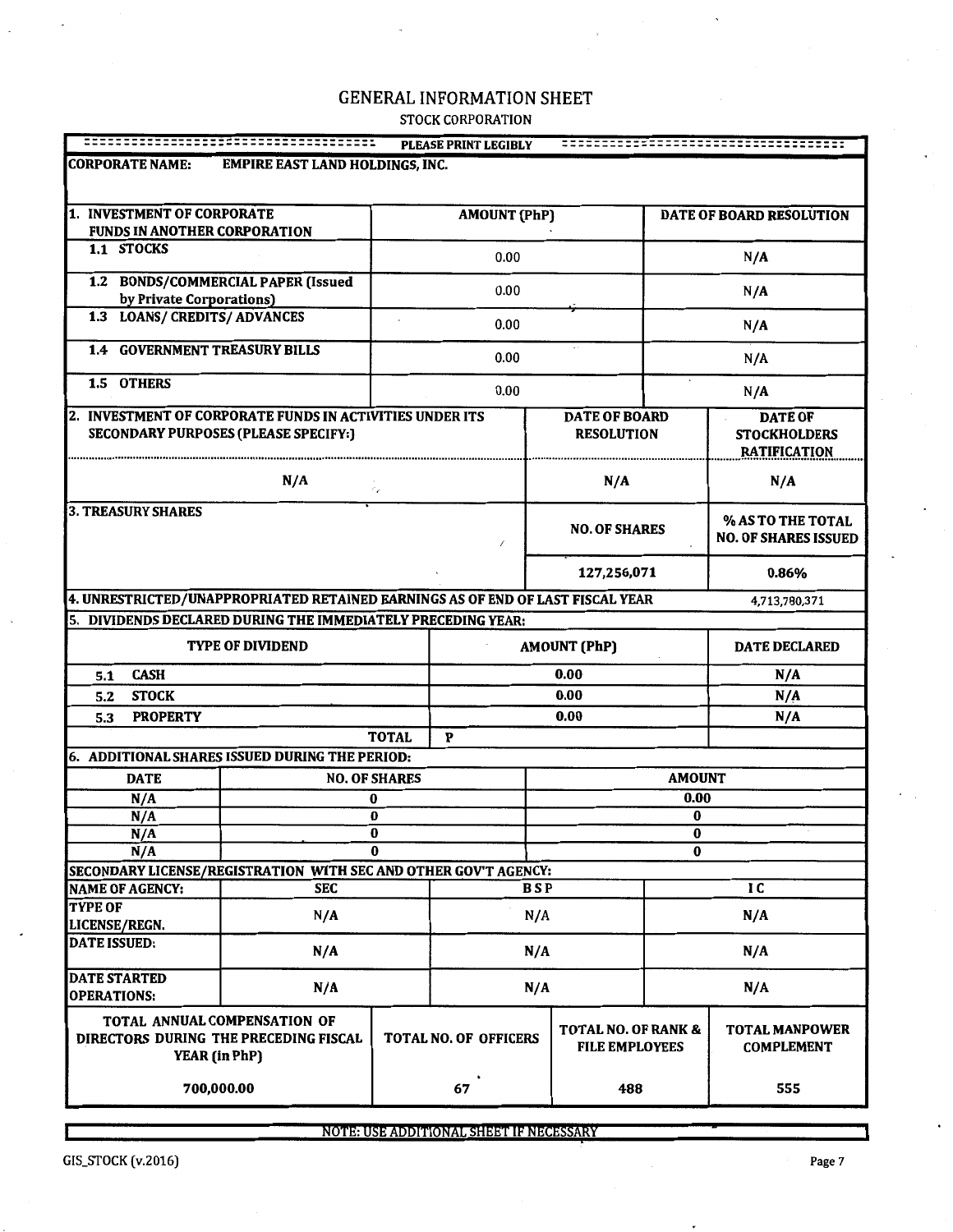# GENERAL INFORMATION SHEET

STOCK CORPORATION

PLEASE PRINT LEGIBLY

**CORPORATE NAME:** EMPIRE EAST LAND HOLDINGS, INC.

| 1. INVESTMENT OF CORPORATE FUNDS IN ANOTHER CORPORATION | AMOUNT (PhP) | DATE OF BOARD RESOLUTION |
|---|---|---|
| 1.1 STOCKS | 0.00 | N/A |
| 1.2 BONDS/COMMERCIAL PAPER (Issued by Private Corporations) | 0.00 | N/A |
| 1.3 LOANS/ CREDITS/ ADVANCES | 0.00 | N/A |
| 1.4 GOVERNMENT TREASURY BILLS | 0.00 | N/A |
| 1.5 OTHERS | 0.00 | N/A |

| 2. INVESTMENT OF CORPORATE FUNDS IN ACTIVITIES UNDER ITS SECONDARY PURPOSES (PLEASE SPECIFY:) | DATE OF BOARD RESOLUTION | DATE OF STOCKHOLDERS RATIFICATION |
|---|---|---|
| N/A | N/A | N/A |

| 3. TREASURY SHARES | NO. OF SHARES | % AS TO THE TOTAL NO. OF SHARES ISSUED |
|---|---|---|
| | 127,256,071 | 0.86% |

**4. UNRESTRICTED/UNAPPROPRIATED RETAINED EARNINGS AS OF END OF LAST FISCAL YEAR** 4,713,780,371

**5. DIVIDENDS DECLARED DURING THE IMMEDIATELY PRECEDING YEAR:**

| TYPE OF DIVIDEND | AMOUNT (PhP) | DATE DECLARED |
|---|---|---|
| 5.1 CASH | 0.00 | N/A |
| 5.2 STOCK | 0.00 | N/A |
| 5.3 PROPERTY | 0.00 | N/A |
| TOTAL | P | |

**6. ADDITIONAL SHARES ISSUED DURING THE PERIOD:**

| DATE | NO. OF SHARES | AMOUNT |
|---|---|---|
| N/A | 0 | 0.00 |
| N/A | 0 | 0 |
| N/A | 0 | 0 |
| N/A | 0 | 0 |

**SECONDARY LICENSE/REGISTRATION WITH SEC AND OTHER GOV'T AGENCY:**

| NAME OF AGENCY: | SEC | BSP | IC |
|---|---|---|---|
| TYPE OF LICENSE/REGN. | N/A | N/A | N/A |
| DATE ISSUED: | N/A | N/A | N/A |
| DATE STARTED OPERATIONS: | N/A | N/A | N/A |

| TOTAL ANNUAL COMPENSATION OF DIRECTORS DURING THE PRECEDING FISCAL YEAR (in PhP) | TOTAL NO. OF OFFICERS | TOTAL NO. OF RANK & FILE EMPLOYEES | TOTAL MANPOWER COMPLEMENT |
|---|---|---|---|
| 700,000.00 | 67 | 488 | 555 |

NOTE: USE ADDITIONAL SHEET IF NECESSARY

GIS_STOCK (v.2016)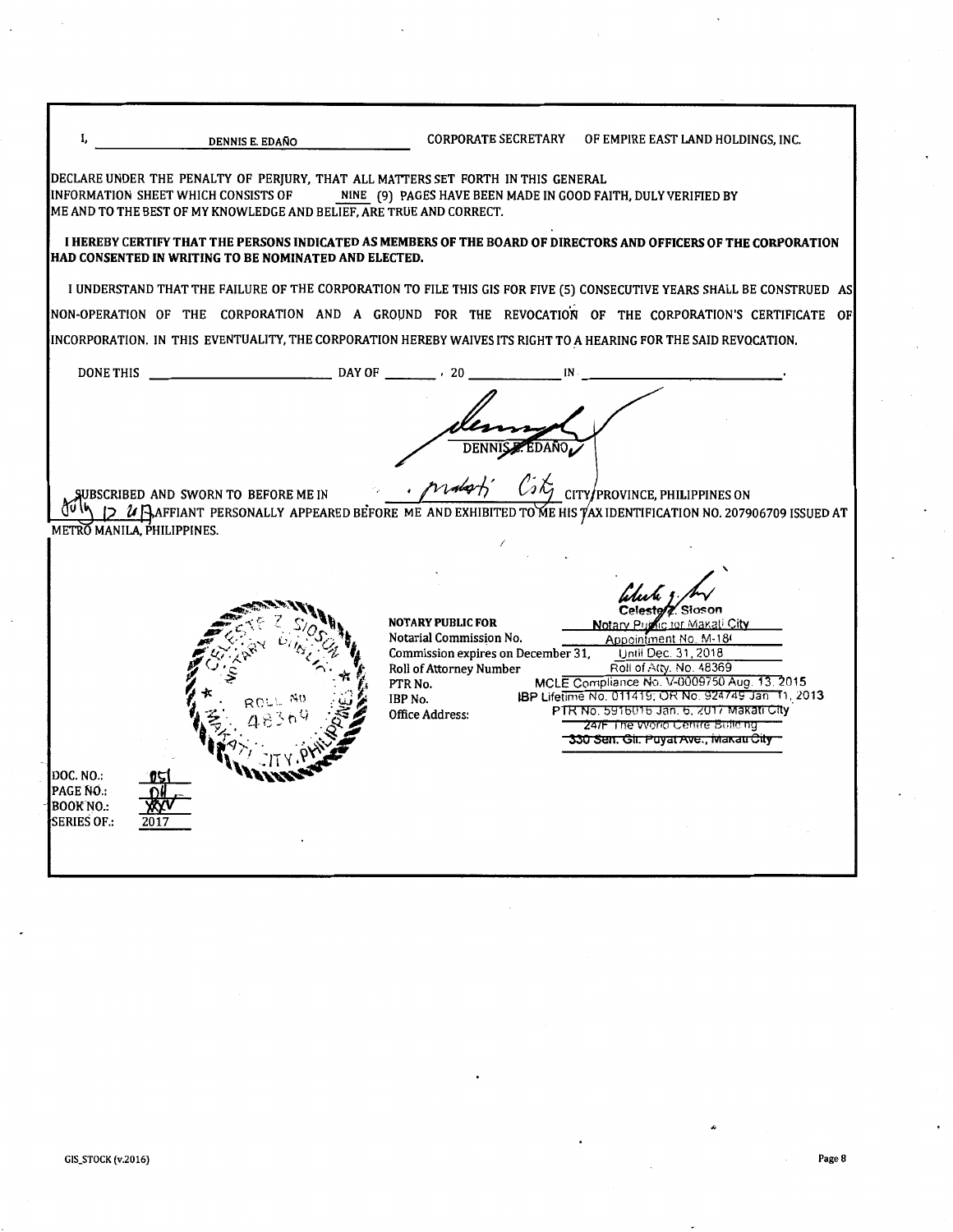I, DENNIS E. EDAÑO CORPORATE SECRETARY OF EMPIRE EAST LAND HOLDINGS, INC.

DECLARE UNDER THE PENALTY OF PERJURY, THAT ALL MATTERS SET FORTH IN THIS GENERAL INFORMATION SHEET WHICH CONSISTS OF NINE (9) PAGES HAVE BEEN MADE IN GOOD FAITH, DULY VERIFIED BY ME AND TO THE BEST OF MY KNOWLEDGE AND BELIEF, ARE TRUE AND CORRECT.

**I HEREBY CERTIFY THAT THE PERSONS INDICATED AS MEMBERS OF THE BOARD OF DIRECTORS AND OFFICERS OF THE CORPORATION HAD CONSENTED IN WRITING TO BE NOMINATED AND ELECTED.**

I UNDERSTAND THAT THE FAILURE OF THE CORPORATION TO FILE THIS GIS FOR FIVE (5) CONSECUTIVE YEARS SHALL BE CONSTRUED AS NON-OPERATION OF THE CORPORATION AND A GROUND FOR THE REVOCATION OF THE CORPORATION'S CERTIFICATE OF INCORPORATION. IN THIS EVENTUALITY, THE CORPORATION HEREBY WAIVES ITS RIGHT TO A HEARING FOR THE SAID REVOCATION.

DONE THIS _______ DAY OF _______, 20 _______ IN _______.

DENNIS E. EDAÑO

SUBSCRIBED AND SWORN TO BEFORE ME IN Makati City CITY/PROVINCE, PHILIPPINES ON July 12 2017 AFFIANT PERSONALLY APPEARED BEFORE ME AND EXHIBITED TO ME HIS TAX IDENTIFICATION NO. 207906709 ISSUED AT METRO MANILA, PHILIPPINES.

Celeste Z. Sioson

| | |
|---|---|
| NOTARY PUBLIC FOR | Notary Public for Makati City |
| Notarial Commission No. | Appointment No. M-18 |
| Commission expires on December 31, | Until Dec. 31, 2018 |
| Roll of Attorney Number | Roll of Atty. No. 48369 |
| PTR No. | MCLE Compliance No. V-0009750 Aug. 13, 2015 |
| IBP No. | IBP Lifetime No. 011419; OR No. 924749 Jan. 11, 2013 |
| Office Address: | PTR No. 5916016 Jan. 6, 2017 Makati City |
| | 24/F The World Centre Building |
| | 330 Sen. Gil. Puyat Ave., Makati City |

DOC. NO.: 051
PAGE NO.: 04
BOOK NO.: XXV
SERIES OF.: 2017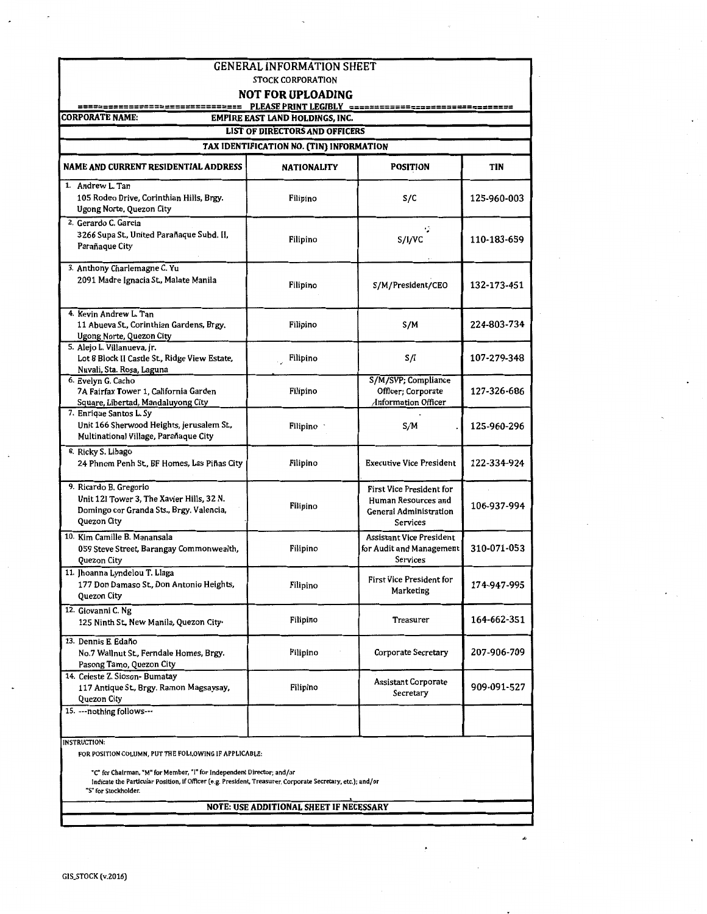# GENERAL INFORMATION SHEET

STOCK CORPORATION

**NOT FOR UPLOADING**

PLEASE PRINT LEGIBLY

**CORPORATE NAME:** EMPIRE EAST LAND HOLDINGS, INC.

**LIST OF DIRECTORS AND OFFICERS**

**TAX IDENTIFICATION NO. (TIN) INFORMATION**

| NAME AND CURRENT RESIDENTIAL ADDRESS | NATIONALITY | POSITION | TIN |
|---|---|---|---|
| 1. Andrew L. Tan<br>105 Rodeo Drive, Corinthian Hills, Brgy. Ugong Norte, Quezon City | Filipino | S/C | 125-960-003 |
| 2. Gerardo C. Garcia<br>3266 Supa St., United Parañaque Subd. II, Parañaque City | Filipino | S/I/VC | 110-183-659 |
| 3. Anthony Charlemagne C. Yu<br>2091 Madre Ignacia St., Malate Manila | Filipino | S/M/President/CEO | 132-173-451 |
| 4. Kevin Andrew L. Tan<br>11 Abueva St., Corinthian Gardens, Brgy. Ugong Norte, Quezon City | Filipino | S/M | 224-803-734 |
| 5. Alejo L. Villanueva, Jr.<br>Lot 8 Block II Castle St., Ridge View Estate, Nuvali, Sta. Rosa, Laguna | Filipino | S/I | 107-279-348 |
| 6. Evelyn G. Cacho<br>7A Fairfax Tower 1, California Garden Square, Libertad, Mandaluyong City | Filipino | S/M/SVP; Compliance Officer; Corporate Information Officer | 127-326-686 |
| 7. Enrique Santos L. Sy<br>Unit 166 Sherwood Heights, Jerusalem St., Multinational Village, Parañaque City | Filipino | S/M | 125-960-296 |
| 8. Ricky S. Libago<br>24 Phnom Penh St., BF Homes, Las Piñas City | Filipino | Executive Vice President | 122-334-924 |
| 9. Ricardo B. Gregorio<br>Unit 121 Tower 3, The Xavier Hills, 32 N. Domingo cor Granda Sts., Brgy. Valencia, Quezon City | Filipino | First Vice President for Human Resources and General Administration Services | 106-937-994 |
| 10. Kim Camille B. Manansala<br>059 Steve Street, Barangay Commonwealth, Quezon City | Filipino | Assistant Vice President for Audit and Management Services | 310-071-053 |
| 11. Jhoanna Lyndelou T. Llaga<br>177 Don Damaso St., Don Antonio Heights, Quezon City | Filipino | First Vice President for Marketing | 174-947-995 |
| 12. Giovanni C. Ng<br>125 Ninth St., New Manila, Quezon City | Filipino | Treasurer | 164-662-351 |
| 13. Dennis E. Edaño<br>No.7 Wallnut St., Ferndale Homes, Brgy. Pasong Tamo, Quezon City | Filipino | Corporate Secretary | 207-906-709 |
| 14. Celeste Z. Sioson- Bumatay<br>117 Antique St., Brgy. Ramon Magsaysay, Quezon City | Filipino | Assistant Corporate Secretary | 909-091-527 |
| 15. ---nothing follows--- | | | |

INSTRUCTION:

FOR POSITION COLUMN, PUT THE FOLLOWING IF APPLICABLE:

"C" for Chairman, "M" for Member, "I" for Independent Director; and/or
Indicate the Particular Position, if Officer (e.g. President, Treasurer, Corporate Secretary, etc.); and/or
"S" for Stockholder.

**NOTE: USE ADDITIONAL SHEET IF NECESSARY**

GIS_STOCK (v.2016)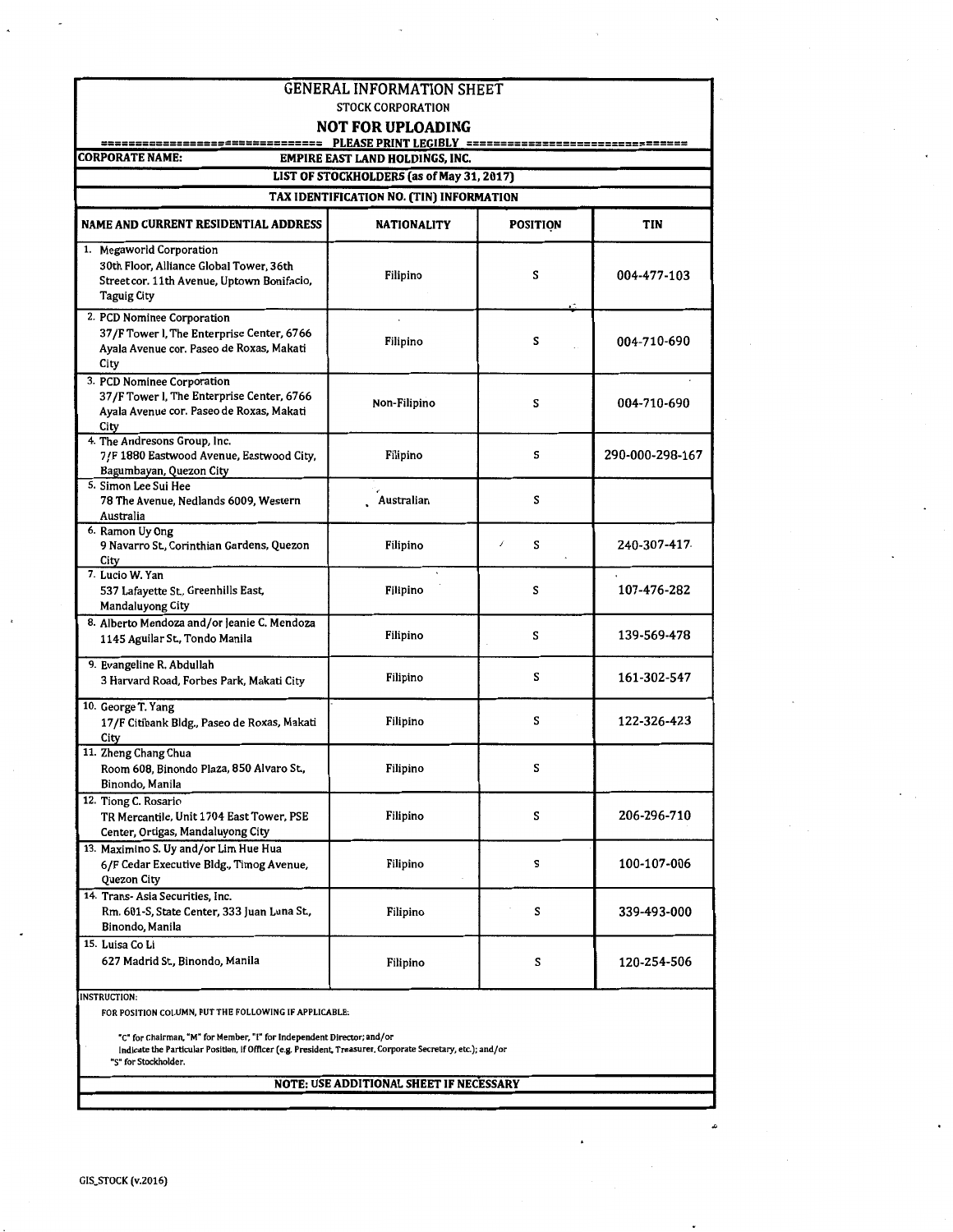# GENERAL INFORMATION SHEET

STOCK CORPORATION

**NOT FOR UPLOADING**

PLEASE PRINT LEGIBLY

**CORPORATE NAME:** EMPIRE EAST LAND HOLDINGS, INC.

**LIST OF STOCKHOLDERS (as of May 31, 2017)**

**TAX IDENTIFICATION NO. (TIN) INFORMATION**

| NAME AND CURRENT RESIDENTIAL ADDRESS | NATIONALITY | POSITION | TIN |
|---|---|---|---|
| 1. Megaworld Corporation<br>30th Floor, Alliance Global Tower, 36th Street cor. 11th Avenue, Uptown Bonifacio, Taguig City | Filipino | S | 004-477-103 |
| 2. PCD Nominee Corporation<br>37/F Tower I, The Enterprise Center, 6766 Ayala Avenue cor. Paseo de Roxas, Makati City | Filipino | S | 004-710-690 |
| 3. PCD Nominee Corporation<br>37/F Tower I, The Enterprise Center, 6766 Ayala Avenue cor. Paseo de Roxas, Makati City | Non-Filipino | S | 004-710-690 |
| 4. The Andresons Group, Inc.<br>7/F 1880 Eastwood Avenue, Eastwood City, Bagumbayan, Quezon City | Filipino | S | 290-000-298-167 |
| 5. Simon Lee Sui Hee<br>78 The Avenue, Nedlands 6009, Western Australia | Australian | S | |
| 6. Ramon Uy Ong<br>9 Navarro St., Corinthian Gardens, Quezon City | Filipino | S | 240-307-417 |
| 7. Lucio W. Yan<br>537 Lafayette St., Greenhills East, Mandaluyong City | Filipino | S | 107-476-282 |
| 8. Alberto Mendoza and/or Jeanie C. Mendoza<br>1145 Aguilar St., Tondo Manila | Filipino | S | 139-569-478 |
| 9. Evangeline R. Abdullah<br>3 Harvard Road, Forbes Park, Makati City | Filipino | S | 161-302-547 |
| 10. George T. Yang<br>17/F Citibank Bldg., Paseo de Roxas, Makati City | Filipino | S | 122-326-423 |
| 11. Zheng Chang Chua<br>Room 608, Binondo Plaza, 850 Alvaro St., Binondo, Manila | Filipino | S | |
| 12. Tiong C. Rosario<br>TR Mercantile, Unit 1704 East Tower, PSE Center, Ortigas, Mandaluyong City | Filipino | S | 206-296-710 |
| 13. Maximino S. Uy and/or Lim Hue Hua<br>6/F Cedar Executive Bldg., Timog Avenue, Quezon City | Filipino | S | 100-107-006 |
| 14. Trans- Asia Securities, Inc.<br>Rm. 601-S, State Center, 333 Juan Luna St., Binondo, Manila | Filipino | S | 339-493-000 |
| 15. Luisa Co Li<br>627 Madrid St., Binondo, Manila | Filipino | S | 120-254-506 |

INSTRUCTION:

FOR POSITION COLUMN, PUT THE FOLLOWING IF APPLICABLE:

"C" for Chairman, "M" for Member, "I" for Independent Director; and/or
Indicate the Particular Position, if Officer (e.g. President, Treasurer, Corporate Secretary, etc.); and/or
"S" for Stockholder.

**NOTE: USE ADDITIONAL SHEET IF NECESSARY**

GIS_STOCK (v.2016)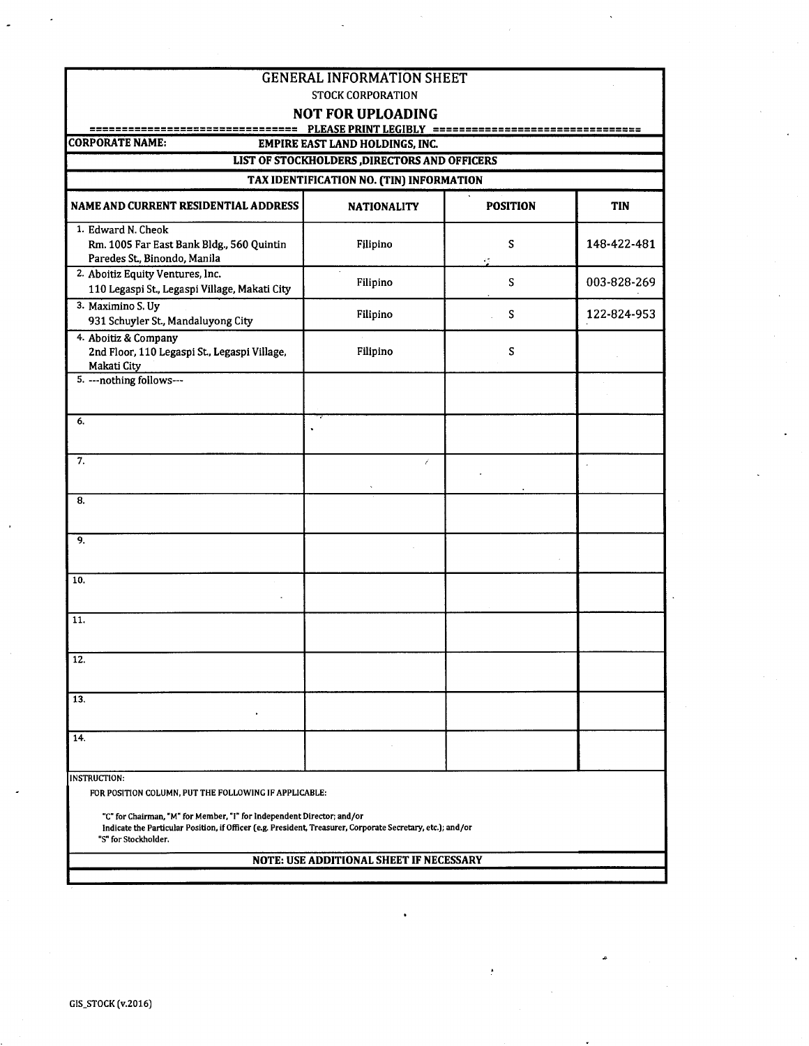# GENERAL INFORMATION SHEET

STOCK CORPORATION

**NOT FOR UPLOADING**

============================== PLEASE PRINT LEGIBLY ==============================

**CORPORATE NAME:** **EMPIRE EAST LAND HOLDINGS, INC.**

**LIST OF STOCKHOLDERS ,DIRECTORS AND OFFICERS**

**TAX IDENTIFICATION NO. (TIN) INFORMATION**

| NAME AND CURRENT RESIDENTIAL ADDRESS | NATIONALITY | POSITION | TIN |
|---|---|---|---|
| 1. Edward N. Cheok<br>Rm. 1005 Far East Bank Bldg., 560 Quintin Paredes St., Binondo, Manila | Filipino | S | 148-422-481 |
| 2. Aboitiz Equity Ventures, Inc.<br>110 Legaspi St., Legaspi Village, Makati City | Filipino | S | 003-828-269 |
| 3. Maximino S. Uy<br>931 Schuyler St., Mandaluyong City | Filipino | S | 122-824-953 |
| 4. Aboitiz & Company<br>2nd Floor, 110 Legaspi St., Legaspi Village, Makati City | Filipino | S | |
| 5. ---nothing follows--- | | | |
| 6. | | | |
| 7. | | | |
| 8. | | | |
| 9. | | | |
| 10. | | | |
| 11. | | | |
| 12. | | | |
| 13. | | | |
| 14. | | | |

INSTRUCTION:

FOR POSITION COLUMN, PUT THE FOLLOWING IF APPLICABLE:

"C" for Chairman, "M" for Member, "I" for Independent Director; and/or
Indicate the Particular Position, if Officer (e.g. President, Treasurer, Corporate Secretary, etc.); and/or
"S" for Stockholder.

**NOTE: USE ADDITIONAL SHEET IF NECESSARY**

GIS_STOCK (v.2016)